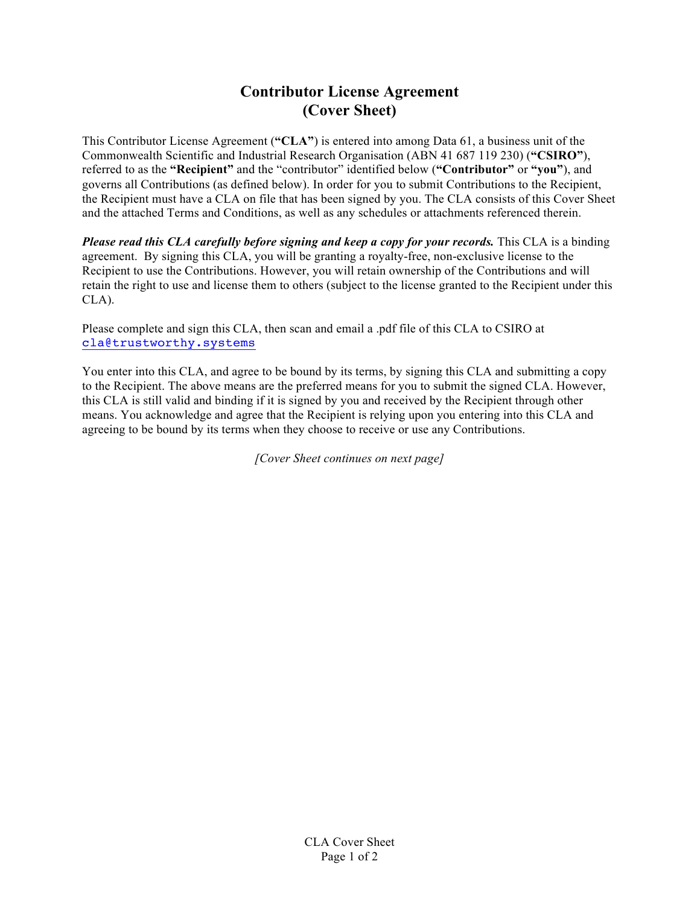# Contributor License Agreement
# (Cover Sheet)

This Contributor License Agreement (**"CLA"**) is entered into among Data 61, a business unit of the Commonwealth Scientific and Industrial Research Organisation (ABN 41 687 119 230) (**"CSIRO"**), referred to as the **"Recipient"** and the "contributor" identified below (**"Contributor"** or **"you"**), and governs all Contributions (as defined below). In order for you to submit Contributions to the Recipient, the Recipient must have a CLA on file that has been signed by you. The CLA consists of this Cover Sheet and the attached Terms and Conditions, as well as any schedules or attachments referenced therein.

***Please read this CLA carefully before signing and keep a copy for your records.*** This CLA is a binding agreement. By signing this CLA, you will be granting a royalty-free, non-exclusive license to the Recipient to use the Contributions. However, you will retain ownership of the Contributions and will retain the right to use and license them to others (subject to the license granted to the Recipient under this CLA).

Please complete and sign this CLA, then scan and email a .pdf file of this CLA to CSIRO at `cla@trustworthy.systems`

You enter into this CLA, and agree to be bound by its terms, by signing this CLA and submitting a copy to the Recipient. The above means are the preferred means for you to submit the signed CLA. However, this CLA is still valid and binding if it is signed by you and received by the Recipient through other means. You acknowledge and agree that the Recipient is relying upon you entering into this CLA and agreeing to be bound by its terms when they choose to receive or use any Contributions.

*[Cover Sheet continues on next page]*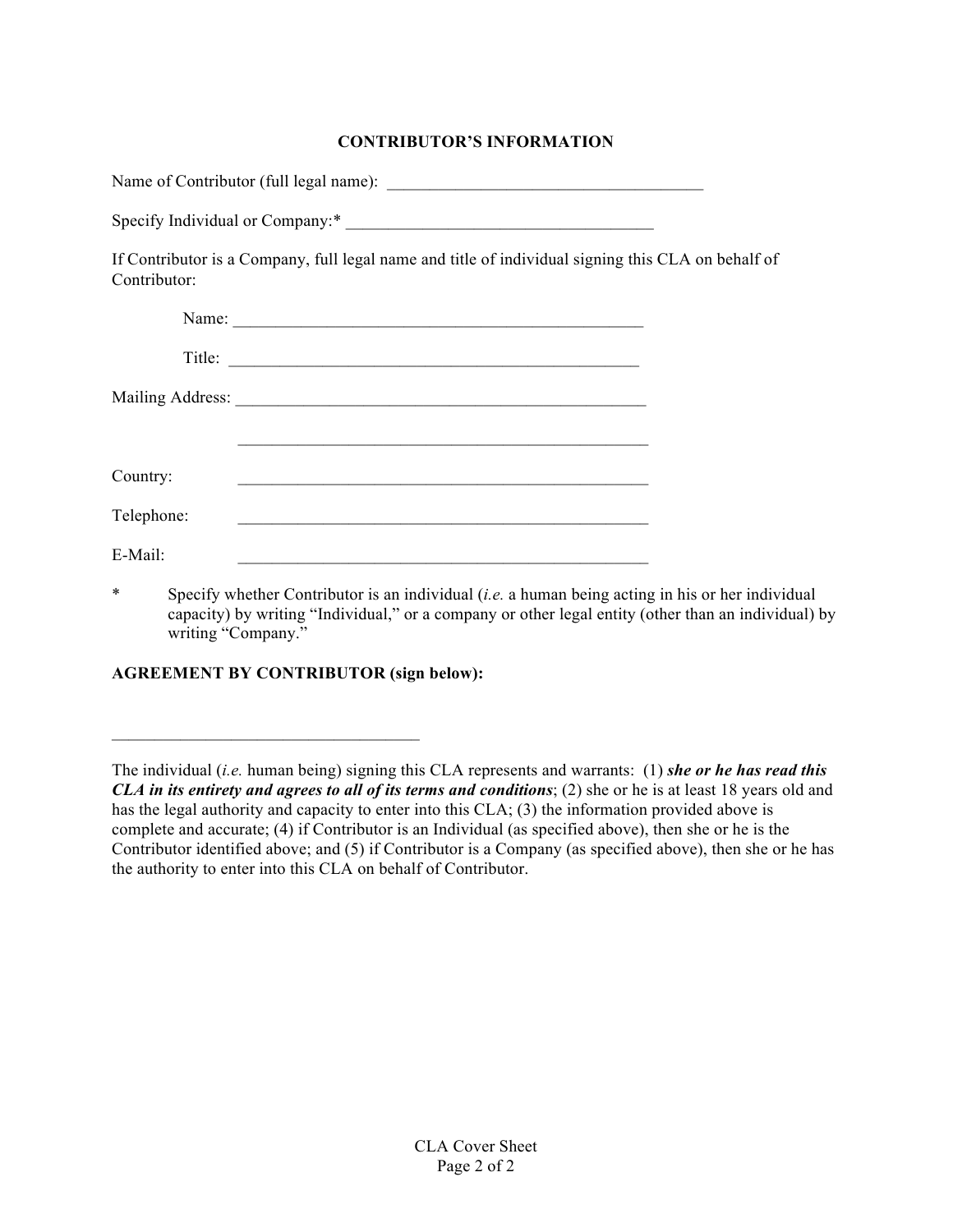## CONTRIBUTOR'S INFORMATION

Name of Contributor (full legal name): ______________________________________

Specify Individual or Company:* ____________________________________

If Contributor is a Company, full legal name and title of individual signing this CLA on behalf of Contributor:

Name: _________________________________________________

Title: _________________________________________________

Mailing Address: _________________________________________________

_________________________________________________

Country: _________________________________________________

Telephone: _________________________________________________

E-Mail: _________________________________________________

\* Specify whether Contributor is an individual (*i.e.* a human being acting in his or her individual capacity) by writing "Individual," or a company or other legal entity (other than an individual) by writing "Company."

**AGREEMENT BY CONTRIBUTOR (sign below):**

____________________________________

The individual (*i.e.* human being) signing this CLA represents and warrants: (1) ***she or he has read this CLA in its entirety and agrees to all of its terms and conditions***; (2) she or he is at least 18 years old and has the legal authority and capacity to enter into this CLA; (3) the information provided above is complete and accurate; (4) if Contributor is an Individual (as specified above), then she or he is the Contributor identified above; and (5) if Contributor is a Company (as specified above), then she or he has the authority to enter into this CLA on behalf of Contributor.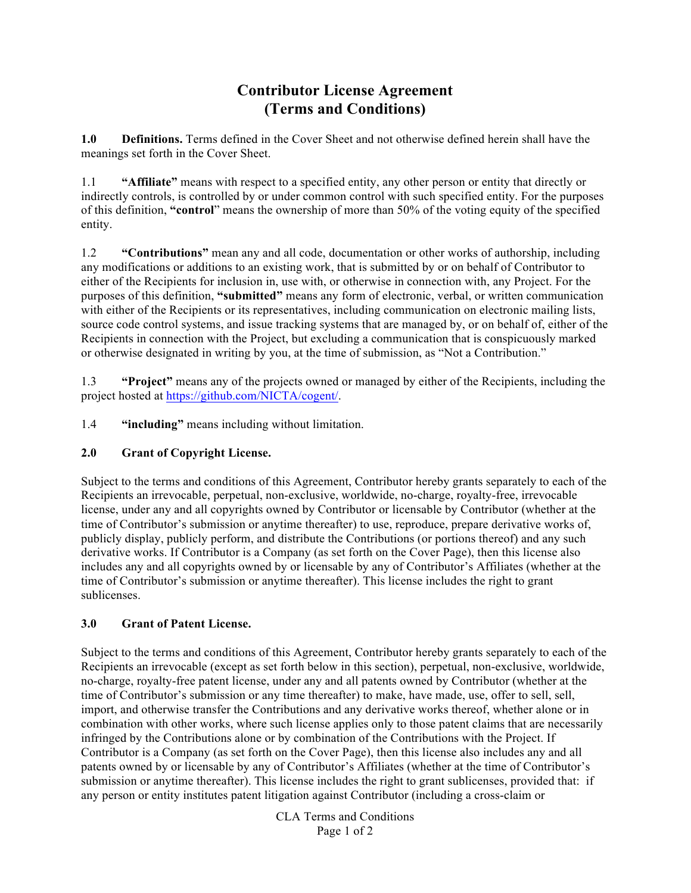# Contributor License Agreement
# (Terms and Conditions)

**1.0 Definitions.** Terms defined in the Cover Sheet and not otherwise defined herein shall have the meanings set forth in the Cover Sheet.

1.1 **"Affiliate"** means with respect to a specified entity, any other person or entity that directly or indirectly controls, is controlled by or under common control with such specified entity. For the purposes of this definition, **"control"** means the ownership of more than 50% of the voting equity of the specified entity.

1.2 **"Contributions"** mean any and all code, documentation or other works of authorship, including any modifications or additions to an existing work, that is submitted by or on behalf of Contributor to either of the Recipients for inclusion in, use with, or otherwise in connection with, any Project. For the purposes of this definition, **"submitted"** means any form of electronic, verbal, or written communication with either of the Recipients or its representatives, including communication on electronic mailing lists, source code control systems, and issue tracking systems that are managed by, or on behalf of, either of the Recipients in connection with the Project, but excluding a communication that is conspicuously marked or otherwise designated in writing by you, at the time of submission, as "Not a Contribution."

1.3 **"Project"** means any of the projects owned or managed by either of the Recipients, including the project hosted at https://github.com/NICTA/cogent/.

1.4 **"including"** means including without limitation.

**2.0 Grant of Copyright License.**

Subject to the terms and conditions of this Agreement, Contributor hereby grants separately to each of the Recipients an irrevocable, perpetual, non-exclusive, worldwide, no-charge, royalty-free, irrevocable license, under any and all copyrights owned by Contributor or licensable by Contributor (whether at the time of Contributor's submission or anytime thereafter) to use, reproduce, prepare derivative works of, publicly display, publicly perform, and distribute the Contributions (or portions thereof) and any such derivative works. If Contributor is a Company (as set forth on the Cover Page), then this license also includes any and all copyrights owned by or licensable by any of Contributor's Affiliates (whether at the time of Contributor's submission or anytime thereafter). This license includes the right to grant sublicenses.

**3.0 Grant of Patent License.**

Subject to the terms and conditions of this Agreement, Contributor hereby grants separately to each of the Recipients an irrevocable (except as set forth below in this section), perpetual, non-exclusive, worldwide, no-charge, royalty-free patent license, under any and all patents owned by Contributor (whether at the time of Contributor's submission or any time thereafter) to make, have made, use, offer to sell, sell, import, and otherwise transfer the Contributions and any derivative works thereof, whether alone or in combination with other works, where such license applies only to those patent claims that are necessarily infringed by the Contributions alone or by combination of the Contributions with the Project. If Contributor is a Company (as set forth on the Cover Page), then this license also includes any and all patents owned by or licensable by any of Contributor's Affiliates (whether at the time of Contributor's submission or anytime thereafter). This license includes the right to grant sublicenses, provided that: if any person or entity institutes patent litigation against Contributor (including a cross-claim or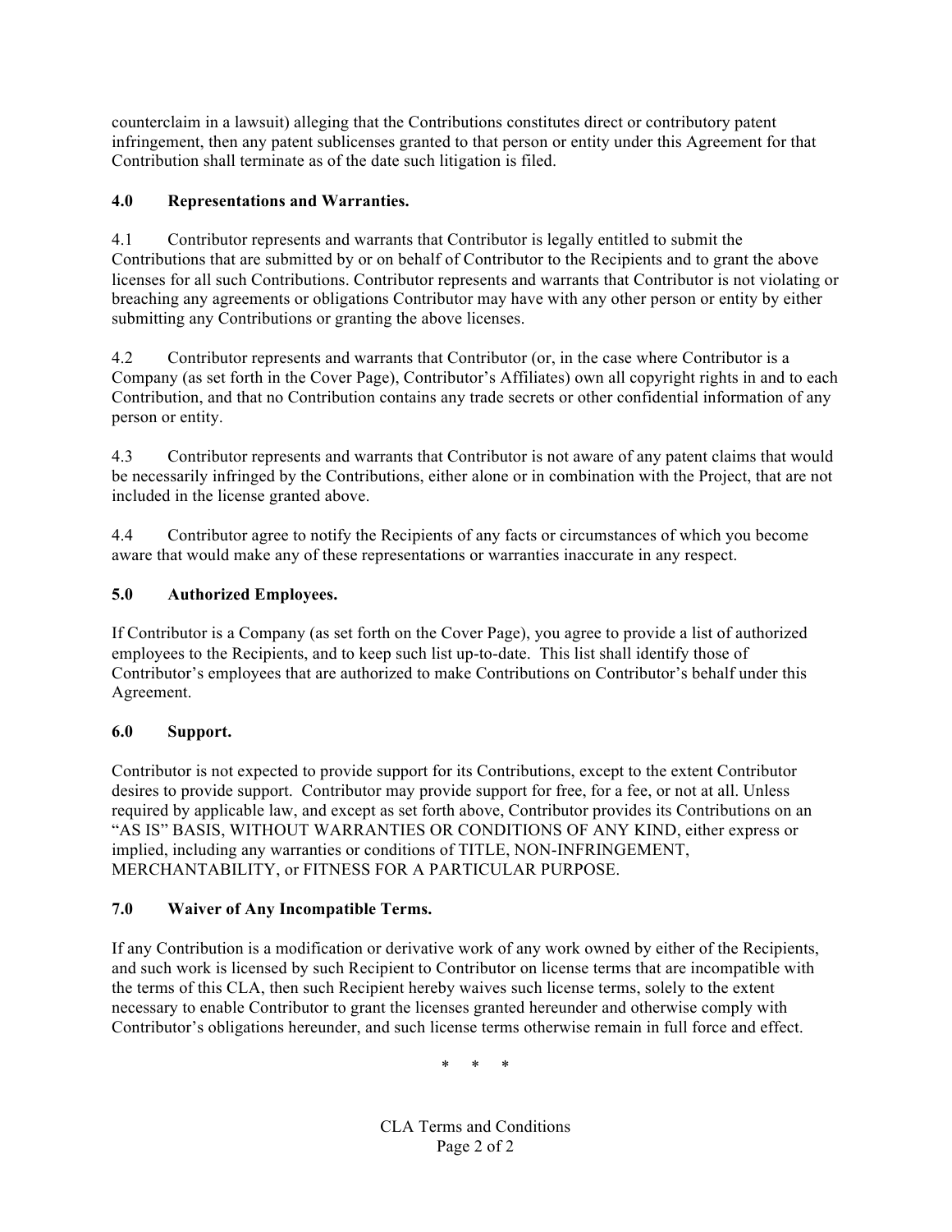counterclaim in a lawsuit) alleging that the Contributions constitutes direct or contributory patent infringement, then any patent sublicenses granted to that person or entity under this Agreement for that Contribution shall terminate as of the date such litigation is filed.

**4.0 Representations and Warranties.**

4.1 Contributor represents and warrants that Contributor is legally entitled to submit the Contributions that are submitted by or on behalf of Contributor to the Recipients and to grant the above licenses for all such Contributions. Contributor represents and warrants that Contributor is not violating or breaching any agreements or obligations Contributor may have with any other person or entity by either submitting any Contributions or granting the above licenses.

4.2 Contributor represents and warrants that Contributor (or, in the case where Contributor is a Company (as set forth in the Cover Page), Contributor's Affiliates) own all copyright rights in and to each Contribution, and that no Contribution contains any trade secrets or other confidential information of any person or entity.

4.3 Contributor represents and warrants that Contributor is not aware of any patent claims that would be necessarily infringed by the Contributions, either alone or in combination with the Project, that are not included in the license granted above.

4.4 Contributor agree to notify the Recipients of any facts or circumstances of which you become aware that would make any of these representations or warranties inaccurate in any respect.

**5.0 Authorized Employees.**

If Contributor is a Company (as set forth on the Cover Page), you agree to provide a list of authorized employees to the Recipients, and to keep such list up-to-date. This list shall identify those of Contributor's employees that are authorized to make Contributions on Contributor's behalf under this Agreement.

**6.0 Support.**

Contributor is not expected to provide support for its Contributions, except to the extent Contributor desires to provide support. Contributor may provide support for free, for a fee, or not at all. Unless required by applicable law, and except as set forth above, Contributor provides its Contributions on an "AS IS" BASIS, WITHOUT WARRANTIES OR CONDITIONS OF ANY KIND, either express or implied, including any warranties or conditions of TITLE, NON-INFRINGEMENT, MERCHANTABILITY, or FITNESS FOR A PARTICULAR PURPOSE.

**7.0 Waiver of Any Incompatible Terms.**

If any Contribution is a modification or derivative work of any work owned by either of the Recipients, and such work is licensed by such Recipient to Contributor on license terms that are incompatible with the terms of this CLA, then such Recipient hereby waives such license terms, solely to the extent necessary to enable Contributor to grant the licenses granted hereunder and otherwise comply with Contributor's obligations hereunder, and such license terms otherwise remain in full force and effect.

\* \* \*